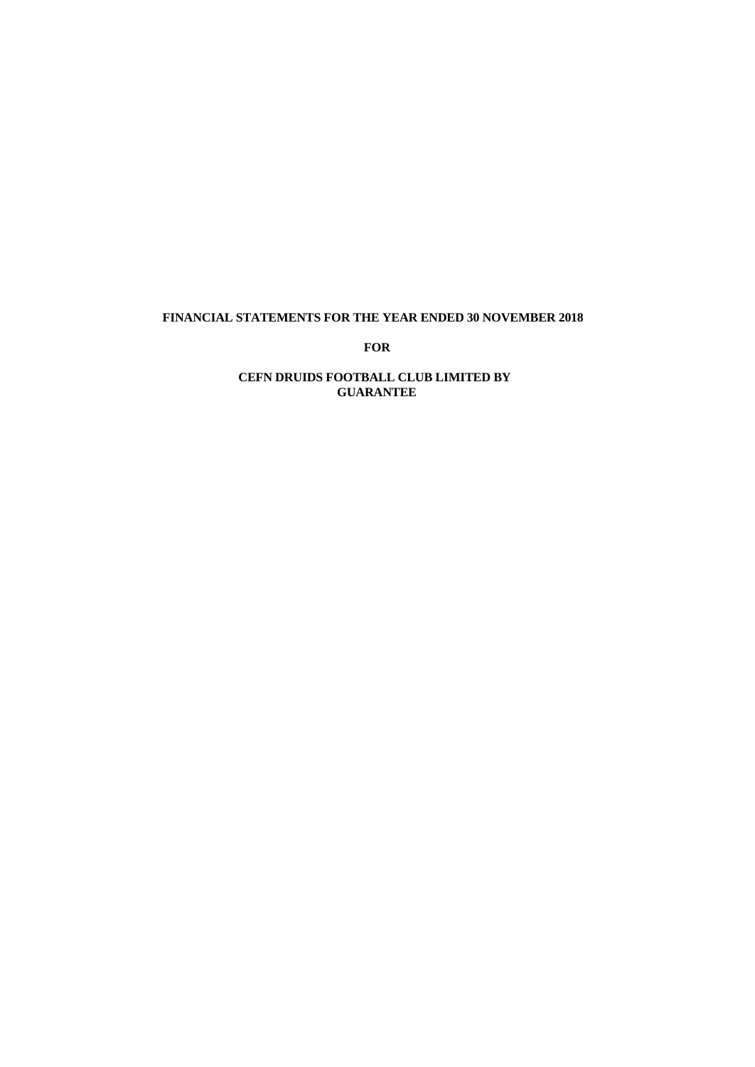**FINANCIAL STATEMENTS FOR THE YEAR ENDED 30 NOVEMBER 2018**

**FOR**

**CEFN DRUIDS FOOTBALL CLUB LIMITED BY GUARANTEE**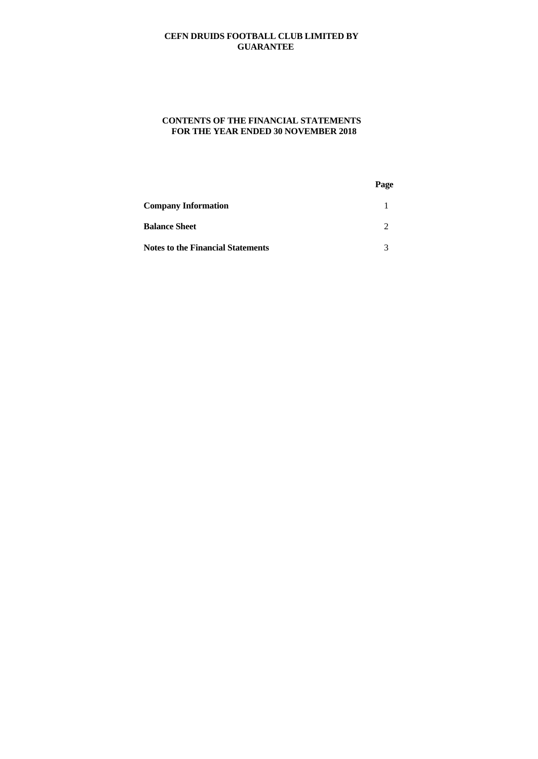**CEFN DRUIDS FOOTBALL CLUB LIMITED BY GUARANTEE**

**CONTENTS OF THE FINANCIAL STATEMENTS FOR THE YEAR ENDED 30 NOVEMBER 2018**

| | Page |
|---|---|
| **Company Information** | 1 |
| **Balance Sheet** | 2 |
| **Notes to the Financial Statements** | 3 |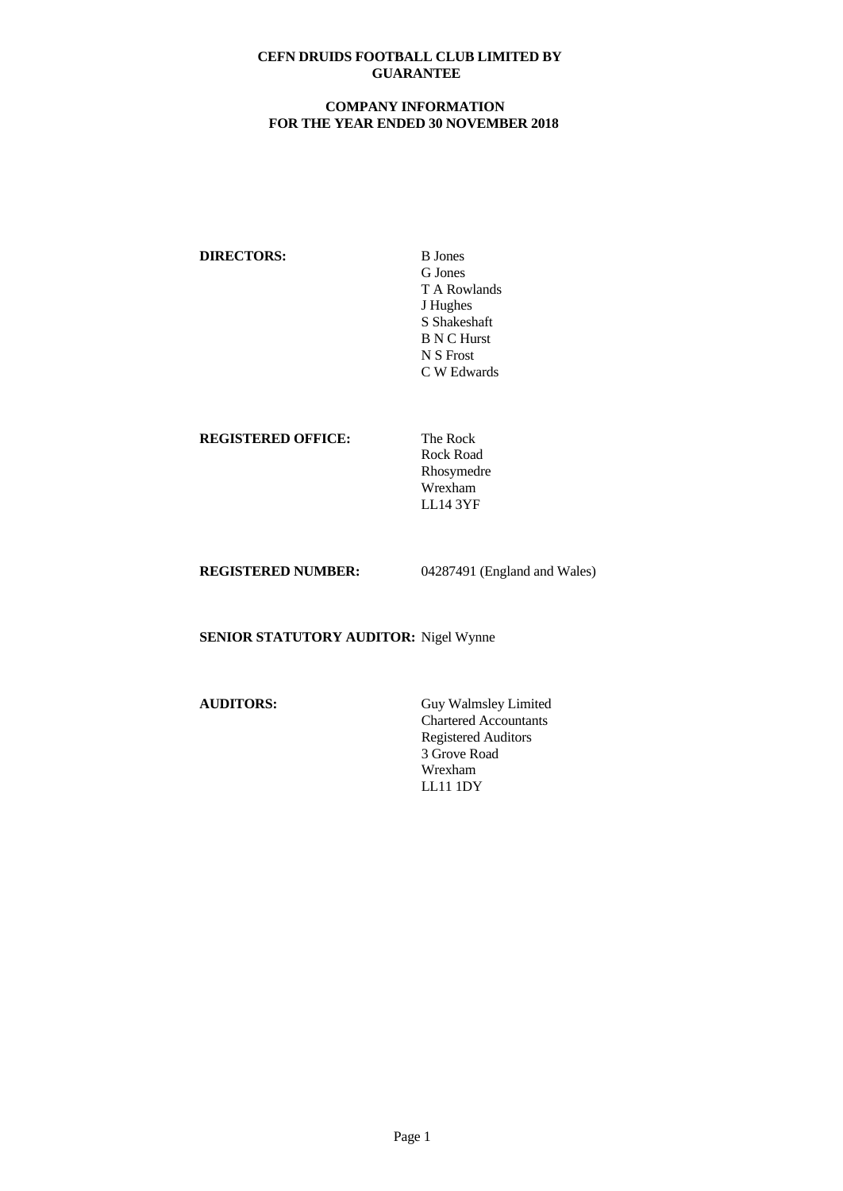**CEFN DRUIDS FOOTBALL CLUB LIMITED BY GUARANTEE**

**COMPANY INFORMATION**
**FOR THE YEAR ENDED 30 NOVEMBER 2018**

**DIRECTORS:**
B Jones
G Jones
T A Rowlands
J Hughes
S Shakeshaft
B N C Hurst
N S Frost
C W Edwards

**REGISTERED OFFICE:**
The Rock
Rock Road
Rhosymedre
Wrexham
LL14 3YF

**REGISTERED NUMBER:** 04287491 (England and Wales)

**SENIOR STATUTORY AUDITOR:** Nigel Wynne

**AUDITORS:**
Guy Walmsley Limited
Chartered Accountants
Registered Auditors
3 Grove Road
Wrexham
LL11 1DY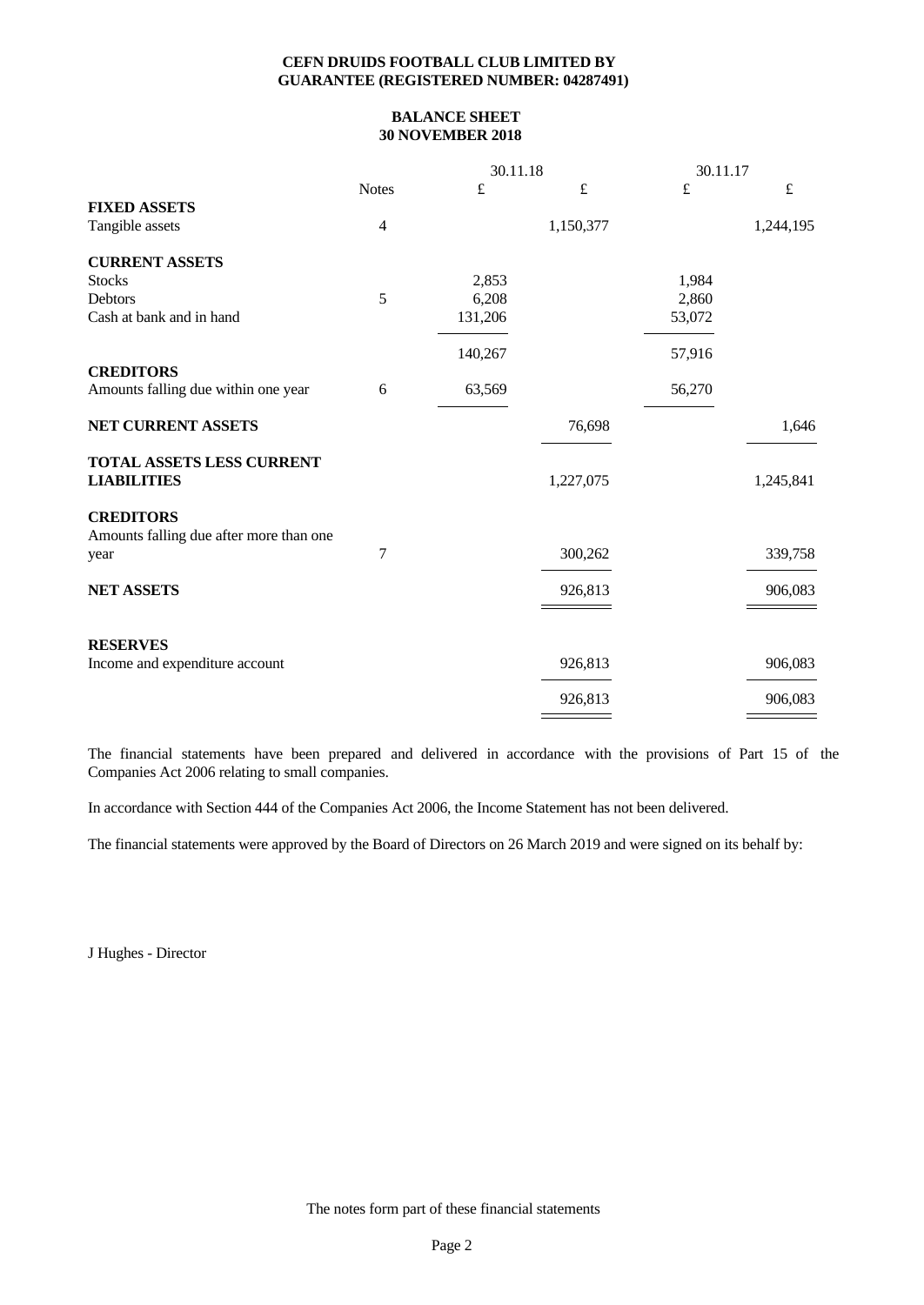**CEFN DRUIDS FOOTBALL CLUB LIMITED BY GUARANTEE (REGISTERED NUMBER: 04287491)**

**BALANCE SHEET**
**30 NOVEMBER 2018**

| | | 30.11.18 | | 30.11.17 | |
|---|---|---|---|---|---|
| | Notes | £ | £ | £ | £ |
| **FIXED ASSETS** | | | | | |
| Tangible assets | 4 | | 1,150,377 | | 1,244,195 |
| | | | | | |
| **CURRENT ASSETS** | | | | | |
| Stocks | | 2,853 | | 1,984 | |
| Debtors | 5 | 6,208 | | 2,860 | |
| Cash at bank and in hand | | 131,206 | | 53,072 | |
| | | 140,267 | | 57,916 | |
| **CREDITORS** | | | | | |
| Amounts falling due within one year | 6 | 63,569 | | 56,270 | |
| **NET CURRENT ASSETS** | | | 76,698 | | 1,646 |
| **TOTAL ASSETS LESS CURRENT LIABILITIES** | | | 1,227,075 | | 1,245,841 |
| **CREDITORS** | | | | | |
| Amounts falling due after more than one year | 7 | | 300,262 | | 339,758 |
| **NET ASSETS** | | | 926,813 | | 906,083 |
| | | | | | |
| **RESERVES** | | | | | |
| Income and expenditure account | | | 926,813 | | 906,083 |
| | | | 926,813 | | 906,083 |

The financial statements have been prepared and delivered in accordance with the provisions of Part 15 of the Companies Act 2006 relating to small companies.

In accordance with Section 444 of the Companies Act 2006, the Income Statement has not been delivered.

The financial statements were approved by the Board of Directors on 26 March 2019 and were signed on its behalf by:

J Hughes - Director

The notes form part of these financial statements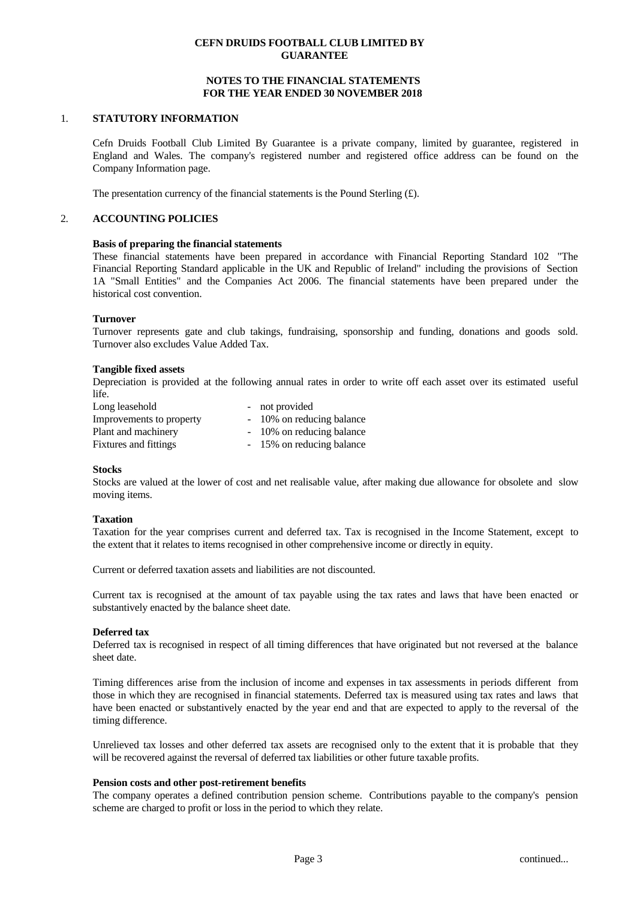# CEFN DRUIDS FOOTBALL CLUB LIMITED BY GUARANTEE

## NOTES TO THE FINANCIAL STATEMENTS FOR THE YEAR ENDED 30 NOVEMBER 2018

### 1. STATUTORY INFORMATION

Cefn Druids Football Club Limited By Guarantee is a private company, limited by guarantee, registered in England and Wales. The company's registered number and registered office address can be found on the Company Information page.

The presentation currency of the financial statements is the Pound Sterling (£).

### 2. ACCOUNTING POLICIES

**Basis of preparing the financial statements**

These financial statements have been prepared in accordance with Financial Reporting Standard 102 "The Financial Reporting Standard applicable in the UK and Republic of Ireland" including the provisions of Section 1A "Small Entities" and the Companies Act 2006. The financial statements have been prepared under the historical cost convention.

**Turnover**

Turnover represents gate and club takings, fundraising, sponsorship and funding, donations and goods sold. Turnover also excludes Value Added Tax.

**Tangible fixed assets**

Depreciation is provided at the following annual rates in order to write off each asset over its estimated useful life.

| | |
|---|---|
| Long leasehold | - not provided |
| Improvements to property | - 10% on reducing balance |
| Plant and machinery | - 10% on reducing balance |
| Fixtures and fittings | - 15% on reducing balance |

**Stocks**

Stocks are valued at the lower of cost and net realisable value, after making due allowance for obsolete and slow moving items.

**Taxation**

Taxation for the year comprises current and deferred tax. Tax is recognised in the Income Statement, except to the extent that it relates to items recognised in other comprehensive income or directly in equity.

Current or deferred taxation assets and liabilities are not discounted.

Current tax is recognised at the amount of tax payable using the tax rates and laws that have been enacted or substantively enacted by the balance sheet date.

**Deferred tax**

Deferred tax is recognised in respect of all timing differences that have originated but not reversed at the balance sheet date.

Timing differences arise from the inclusion of income and expenses in tax assessments in periods different from those in which they are recognised in financial statements. Deferred tax is measured using tax rates and laws that have been enacted or substantively enacted by the year end and that are expected to apply to the reversal of the timing difference.

Unrelieved tax losses and other deferred tax assets are recognised only to the extent that it is probable that they will be recovered against the reversal of deferred tax liabilities or other future taxable profits.

**Pension costs and other post-retirement benefits**

The company operates a defined contribution pension scheme. Contributions payable to the company's pension scheme are charged to profit or loss in the period to which they relate.

continued...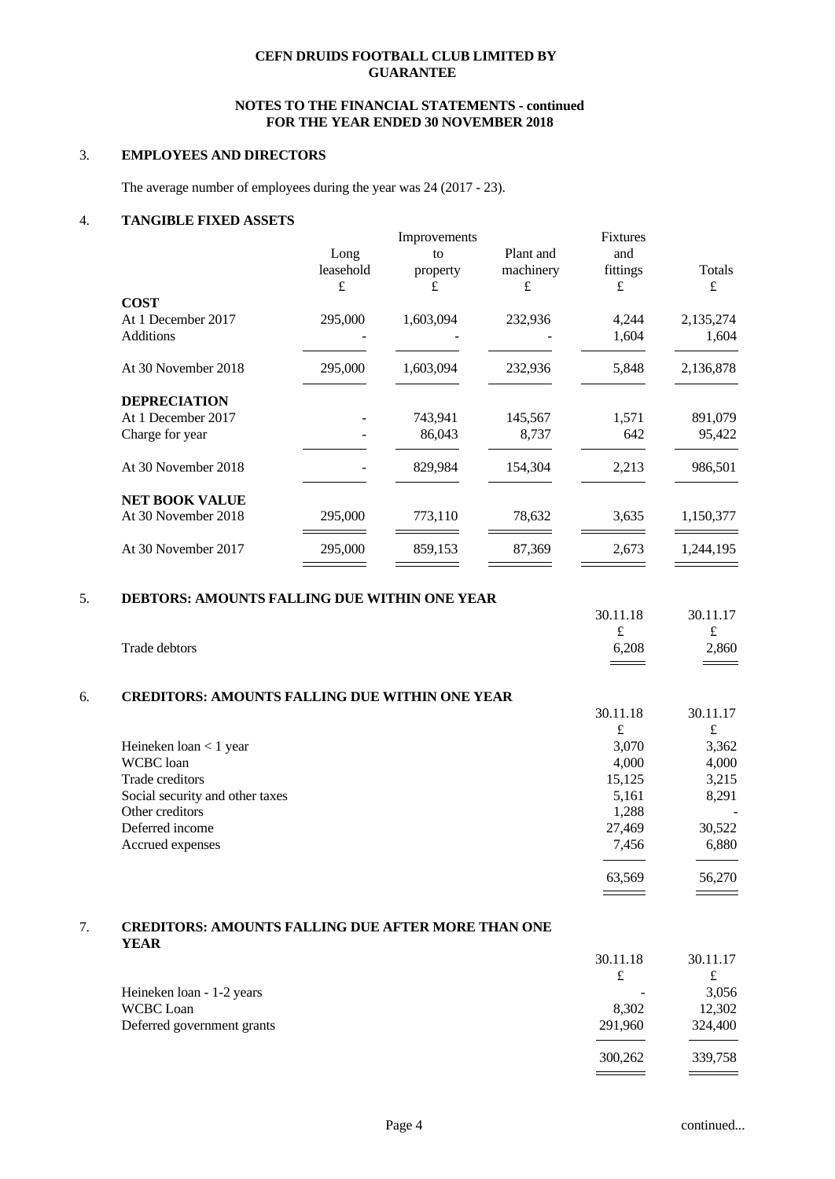**CEFN DRUIDS FOOTBALL CLUB LIMITED BY GUARANTEE**

**NOTES TO THE FINANCIAL STATEMENTS - continued FOR THE YEAR ENDED 30 NOVEMBER 2018**

## 3. EMPLOYEES AND DIRECTORS

The average number of employees during the year was 24 (2017 - 23).

## 4. TANGIBLE FIXED ASSETS

| | Long leasehold | Improvements to property | Plant and machinery | Fixtures and fittings | Totals |
|---|---|---|---|---|---|
| | £ | £ | £ | £ | £ |
| **COST** | | | | | |
| At 1 December 2017 | 295,000 | 1,603,094 | 232,936 | 4,244 | 2,135,274 |
| Additions | - | - | - | 1,604 | 1,604 |
| At 30 November 2018 | 295,000 | 1,603,094 | 232,936 | 5,848 | 2,136,878 |
| **DEPRECIATION** | | | | | |
| At 1 December 2017 | - | 743,941 | 145,567 | 1,571 | 891,079 |
| Charge for year | - | 86,043 | 8,737 | 642 | 95,422 |
| At 30 November 2018 | - | 829,984 | 154,304 | 2,213 | 986,501 |
| **NET BOOK VALUE** | | | | | |
| At 30 November 2018 | 295,000 | 773,110 | 78,632 | 3,635 | 1,150,377 |
| At 30 November 2017 | 295,000 | 859,153 | 87,369 | 2,673 | 1,244,195 |

## 5. DEBTORS: AMOUNTS FALLING DUE WITHIN ONE YEAR

| | 30.11.18 | 30.11.17 |
|---|---|---|
| | £ | £ |
| Trade debtors | 6,208 | 2,860 |

## 6. CREDITORS: AMOUNTS FALLING DUE WITHIN ONE YEAR

| | 30.11.18 | 30.11.17 |
|---|---|---|
| | £ | £ |
| Heineken loan < 1 year | 3,070 | 3,362 |
| WCBC loan | 4,000 | 4,000 |
| Trade creditors | 15,125 | 3,215 |
| Social security and other taxes | 5,161 | 8,291 |
| Other creditors | 1,288 | - |
| Deferred income | 27,469 | 30,522 |
| Accrued expenses | 7,456 | 6,880 |
| | 63,569 | 56,270 |

## 7. CREDITORS: AMOUNTS FALLING DUE AFTER MORE THAN ONE YEAR

| | 30.11.18 | 30.11.17 |
|---|---|---|
| | £ | £ |
| Heineken loan - 1-2 years | - | 3,056 |
| WCBC Loan | 8,302 | 12,302 |
| Deferred government grants | 291,960 | 324,400 |
| | 300,262 | 339,758 |

continued...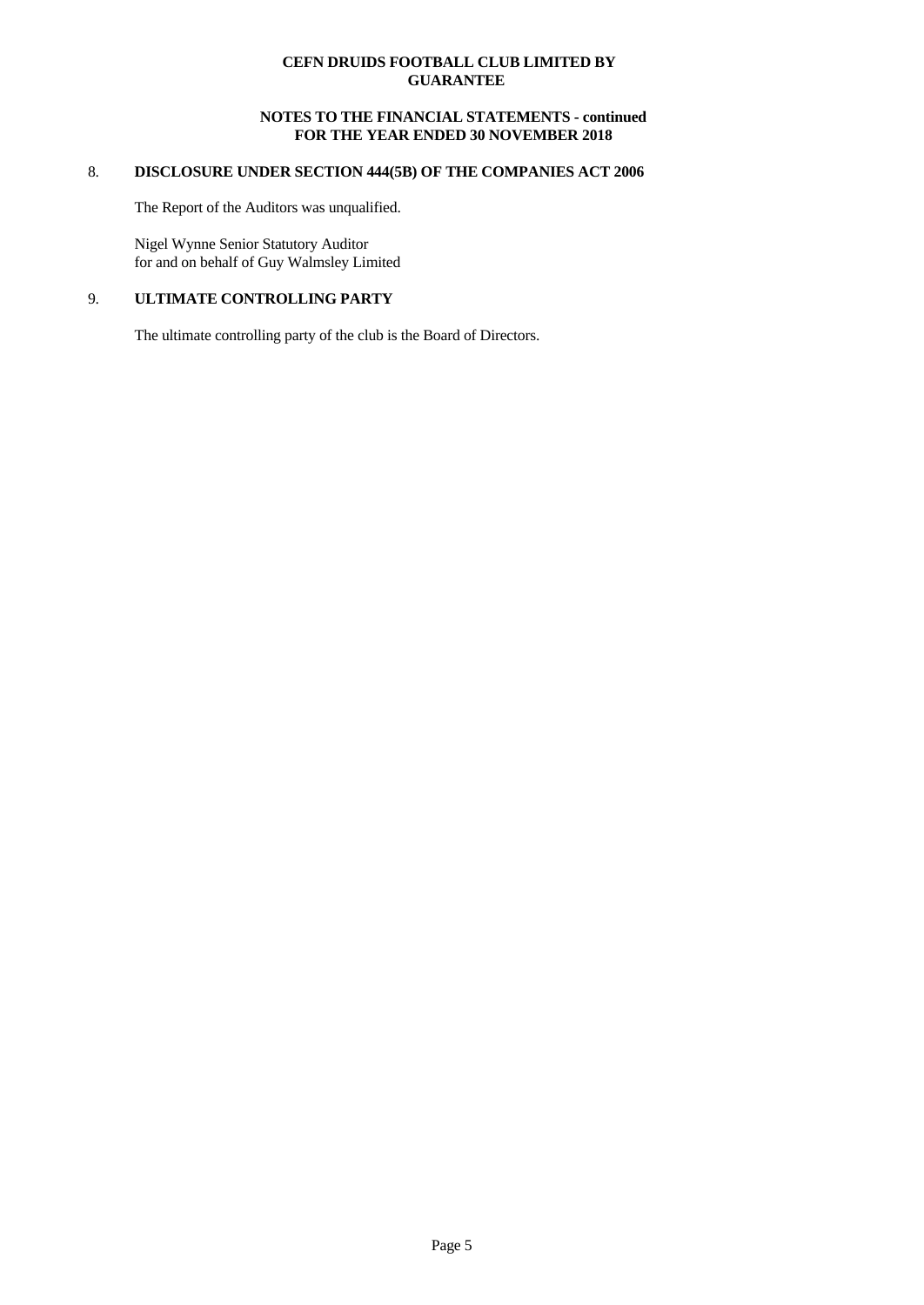**CEFN DRUIDS FOOTBALL CLUB LIMITED BY GUARANTEE**

**NOTES TO THE FINANCIAL STATEMENTS - continued**
**FOR THE YEAR ENDED 30 NOVEMBER 2018**

## 8. DISCLOSURE UNDER SECTION 444(5B) OF THE COMPANIES ACT 2006

The Report of the Auditors was unqualified.

Nigel Wynne Senior Statutory Auditor
for and on behalf of Guy Walmsley Limited

## 9. ULTIMATE CONTROLLING PARTY

The ultimate controlling party of the club is the Board of Directors.